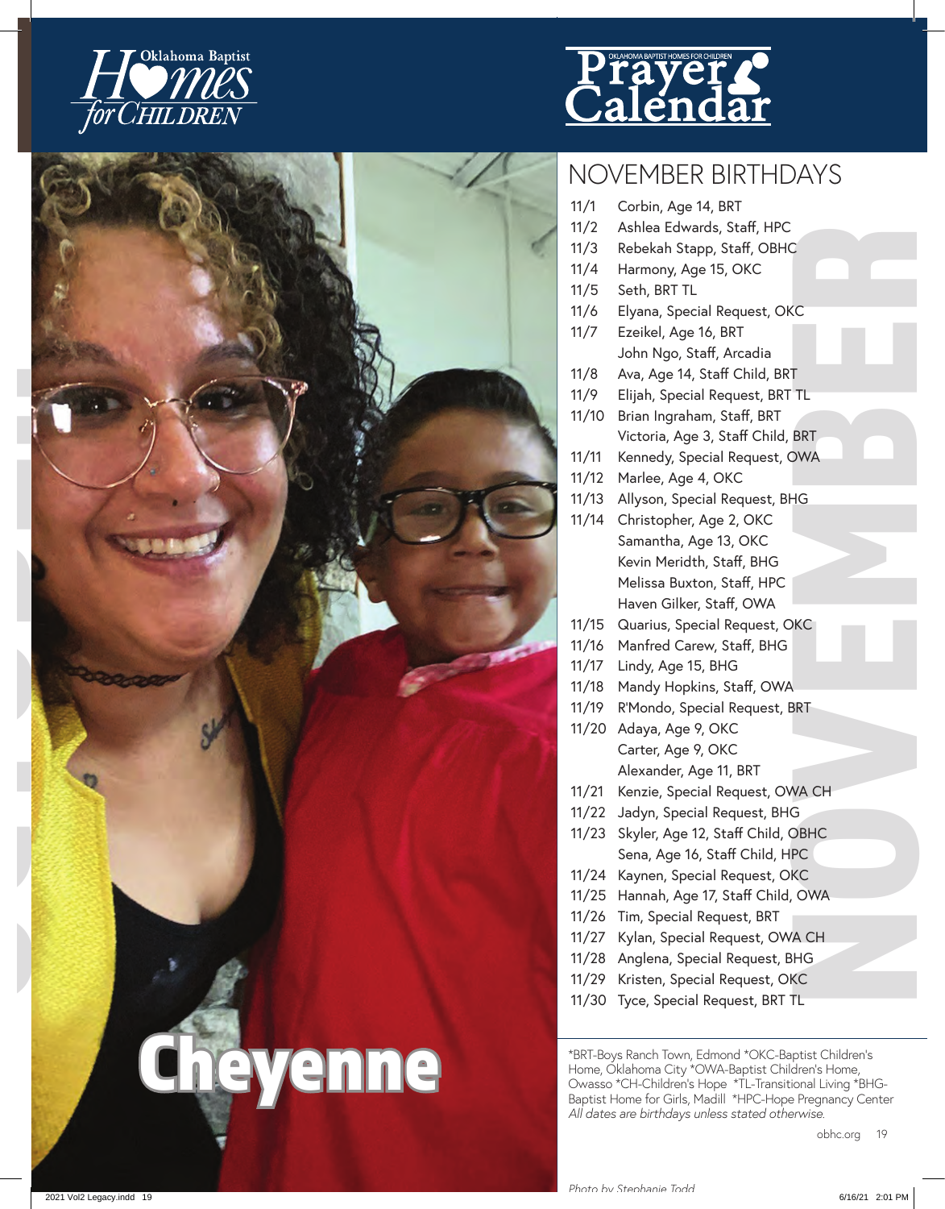Oklahoma Baptist Homes for CHILDREN

# Prayer Calendar

## NOVEMBER BIRTHDAYS

11/1 Corbin, Age 14, BRT
11/2 Ashlea Edwards, Staff, HPC
11/3 Rebekah Stapp, Staff, OBHC
11/4 Harmony, Age 15, OKC
11/5 Seth, BRT TL
11/6 Elyana, Special Request, OKC
11/7 Ezeikel, Age 16, BRT
John Ngo, Staff, Arcadia
11/8 Ava, Age 14, Staff Child, BRT
11/9 Elijah, Special Request, BRT TL
11/10 Brian Ingraham, Staff, BRT
Victoria, Age 3, Staff Child, BRT
11/11 Kennedy, Special Request, OWA
11/12 Marlee, Age 4, OKC
11/13 Allyson, Special Request, BHG
11/14 Christopher, Age 2, OKC
Samantha, Age 13, OKC
Kevin Meridth, Staff, BHG
Melissa Buxton, Staff, HPC
Haven Gilker, Staff, OWA
11/15 Quarius, Special Request, OKC
11/16 Manfred Carew, Staff, BHG
11/17 Lindy, Age 15, BHG
11/18 Mandy Hopkins, Staff, OWA
11/19 R'Mondo, Special Request, BRT
11/20 Adaya, Age 9, OKC
Carter, Age 9, OKC
Alexander, Age 11, BRT
11/21 Kenzie, Special Request, OWA CH
11/22 Jadyn, Special Request, BHG
11/23 Skyler, Age 12, Staff Child, OBHC
Sena, Age 16, Staff Child, HPC
11/24 Kaynen, Special Request, OKC
11/25 Hannah, Age 17, Staff Child, OWA
11/26 Tim, Special Request, BRT
11/27 Kylan, Special Request, OWA CH
11/28 Anglena, Special Request, BHG
11/29 Kristen, Special Request, OKC
11/30 Tyce, Special Request, BRT TL

*BRT-Boys Ranch Town, Edmond *OKC-Baptist Children's Home, Oklahoma City *OWA-Baptist Children's Home, Owasso *CH-Children's Hope *TL-Transitional Living *BHG-Baptist Home for Girls, Madill *HPC-Hope Pregnancy Center
*All dates are birthdays unless stated otherwise.*

Cheyenne

*Photo by Stephanie Todd*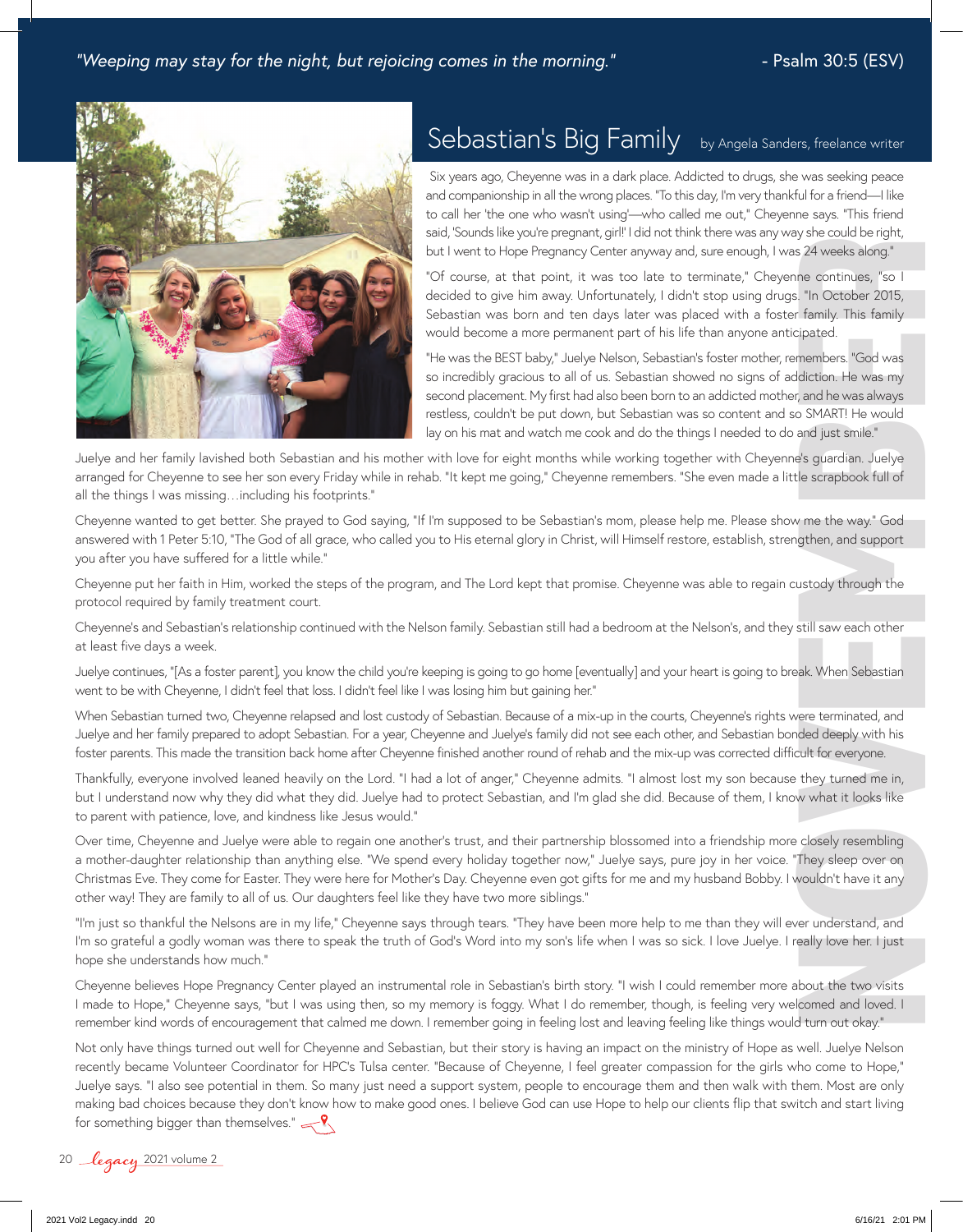*"Weeping may stay for the night, but rejoicing comes in the morning."* - Psalm 30:5 (ESV)

# Sebastian's Big Family

by Angela Sanders, freelance writer

Six years ago, Cheyenne was in a dark place. Addicted to drugs, she was seeking peace and companionship in all the wrong places. "To this day, I'm very thankful for a friend—I like to call her 'the one who wasn't using'—who called me out," Cheyenne says. "This friend said, 'Sounds like you're pregnant, girl!' I did not think there was any way she could be right, but I went to Hope Pregnancy Center anyway and, sure enough, I was 24 weeks along."

"Of course, at that point, it was too late to terminate," Cheyenne continues, "so I decided to give him away. Unfortunately, I didn't stop using drugs. "In October 2015, Sebastian was born and ten days later was placed with a foster family. This family would become a more permanent part of his life than anyone anticipated.

"He was the BEST baby," Juelye Nelson, Sebastian's foster mother, remembers. "God was so incredibly gracious to all of us. Sebastian showed no signs of addiction. He was my second placement. My first had also been born to an addicted mother, and he was always restless, couldn't be put down, but Sebastian was so content and so SMART! He would lay on his mat and watch me cook and do the things I needed to do and just smile."

Juelye and her family lavished both Sebastian and his mother with love for eight months while working together with Cheyenne's guardian. Juelye arranged for Cheyenne to see her son every Friday while in rehab. "It kept me going," Cheyenne remembers. "She even made a little scrapbook full of all the things I was missing…including his footprints."

Cheyenne wanted to get better. She prayed to God saying, "If I'm supposed to be Sebastian's mom, please help me. Please show me the way." God answered with 1 Peter 5:10, "The God of all grace, who called you to His eternal glory in Christ, will Himself restore, establish, strengthen, and support you after you have suffered for a little while."

Cheyenne put her faith in Him, worked the steps of the program, and The Lord kept that promise. Cheyenne was able to regain custody through the protocol required by family treatment court.

Cheyenne's and Sebastian's relationship continued with the Nelson family. Sebastian still had a bedroom at the Nelson's, and they still saw each other at least five days a week.

Juelye continues, "[As a foster parent], you know the child you're keeping is going to go home [eventually] and your heart is going to break. When Sebastian went to be with Cheyenne, I didn't feel that loss. I didn't feel like I was losing him but gaining her."

When Sebastian turned two, Cheyenne relapsed and lost custody of Sebastian. Because of a mix-up in the courts, Cheyenne's rights were terminated, and Juelye and her family prepared to adopt Sebastian. For a year, Cheyenne and Juelye's family did not see each other, and Sebastian bonded deeply with his foster parents. This made the transition back home after Cheyenne finished another round of rehab and the mix-up was corrected difficult for everyone.

Thankfully, everyone involved leaned heavily on the Lord. "I had a lot of anger," Cheyenne admits. "I almost lost my son because they turned me in, but I understand now why they did what they did. Juelye had to protect Sebastian, and I'm glad she did. Because of them, I know what it looks like to parent with patience, love, and kindness like Jesus would."

Over time, Cheyenne and Juelye were able to regain one another's trust, and their partnership blossomed into a friendship more closely resembling a mother-daughter relationship than anything else. "We spend every holiday together now," Juelye says, pure joy in her voice. "They sleep over on Christmas Eve. They come for Easter. They were here for Mother's Day. Cheyenne even got gifts for me and my husband Bobby. I wouldn't have it any other way! They are family to all of us. Our daughters feel like they have two more siblings."

"I'm just so thankful the Nelsons are in my life," Cheyenne says through tears. "They have been more help to me than they will ever understand, and I'm so grateful a godly woman was there to speak the truth of God's Word into my son's life when I was so sick. I love Juelye. I really love her. I just hope she understands how much."

Cheyenne believes Hope Pregnancy Center played an instrumental role in Sebastian's birth story. "I wish I could remember more about the two visits I made to Hope," Cheyenne says, "but I was using then, so my memory is foggy. What I do remember, though, is feeling very welcomed and loved. I remember kind words of encouragement that calmed me down. I remember going in feeling lost and leaving feeling like things would turn out okay."

Not only have things turned out well for Cheyenne and Sebastian, but their story is having an impact on the ministry of Hope as well. Juelye Nelson recently became Volunteer Coordinator for HPC's Tulsa center. "Because of Cheyenne, I feel greater compassion for the girls who come to Hope," Juelye says. "I also see potential in them. So many just need a support system, people to encourage them and then walk with them. Most are only making bad choices because they don't know how to make good ones. I believe God can use Hope to help our clients flip that switch and start living for something bigger than themselves."